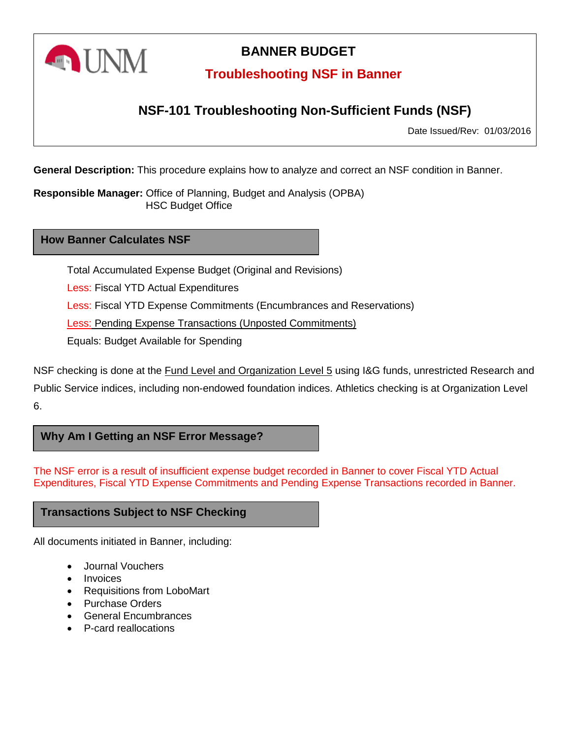# BANNER BUDGET

## Troubleshooting NSF in Banner

## NSF-101 Troubleshooting Non-Sufficient Funds (NSF)

Date Issued/Rev: 01/03/2016

**General Description:** This procedure explains how to analyze and correct an NSF condition in Banner.

**Responsible Manager:** Office of Planning, Budget and Analysis (OPBA)
HSC Budget Office

### How Banner Calculates NSF

Total Accumulated Expense Budget (Original and Revisions)

Less: Fiscal YTD Actual Expenditures

Less: Fiscal YTD Expense Commitments (Encumbrances and Reservations)

Less: Pending Expense Transactions (Unposted Commitments)

Equals: Budget Available for Spending

NSF checking is done at the Fund Level and Organization Level 5 using I&G funds, unrestricted Research and Public Service indices, including non-endowed foundation indices. Athletics checking is at Organization Level 6.

### Why Am I Getting an NSF Error Message?

The NSF error is a result of insufficient expense budget recorded in Banner to cover Fiscal YTD Actual Expenditures, Fiscal YTD Expense Commitments and Pending Expense Transactions recorded in Banner.

### Transactions Subject to NSF Checking

All documents initiated in Banner, including:

- Journal Vouchers
- Invoices
- Requisitions from LoboMart
- Purchase Orders
- General Encumbrances
- P-card reallocations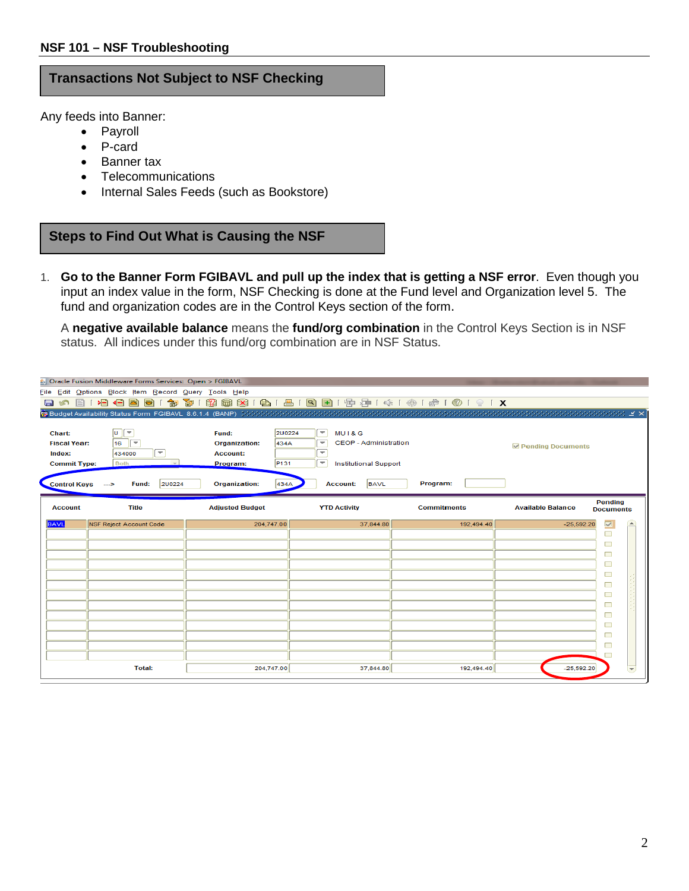**NSF 101 – NSF Troubleshooting**

## Transactions Not Subject to NSF Checking

Any feeds into Banner:

- Payroll
- P-card
- Banner tax
- Telecommunications
- Internal Sales Feeds (such as Bookstore)

## Steps to Find Out What is Causing the NSF

1. **Go to the Banner Form FGIBAVL and pull up the index that is getting a NSF error**. Even though you input an index value in the form, NSF Checking is done at the Fund level and Organization level 5. The fund and organization codes are in the Control Keys section of the form.

   A **negative available balance** means the **fund/org combination** in the Control Keys Section is in NSF status. All indices under this fund/org combination are in NSF Status.

Oracle Fusion Middleware Forms Services: Open > FGIBAVL

Budget Availability Status Form FGIBAVL 8.6.1.4 (BANP)

Chart: U
Fiscal Year: 16
Index: 434000
Commit Type: Both

Fund: 2U0224 — MU I & G
Organization: 434A — CEOP - Administration
Account:
Program: P131 — Institutional Support

☑ Pending Documents

Control Keys ---> Fund: 2U0224 Organization: 434A Account: BAVL Program:

| Account | Title | Adjusted Budget | YTD Activity | Commitments | Available Balance | Pending Documents |
|---|---|---|---|---|---|---|
| BAVL | NSF Reject Account Code | 204,747.00 | 37,844.80 | 192,494.40 | -25,592.20 | ☑ |
| | Total: | 204,747.00 | 37,844.80 | 192,494.40 | -25,592.20 | |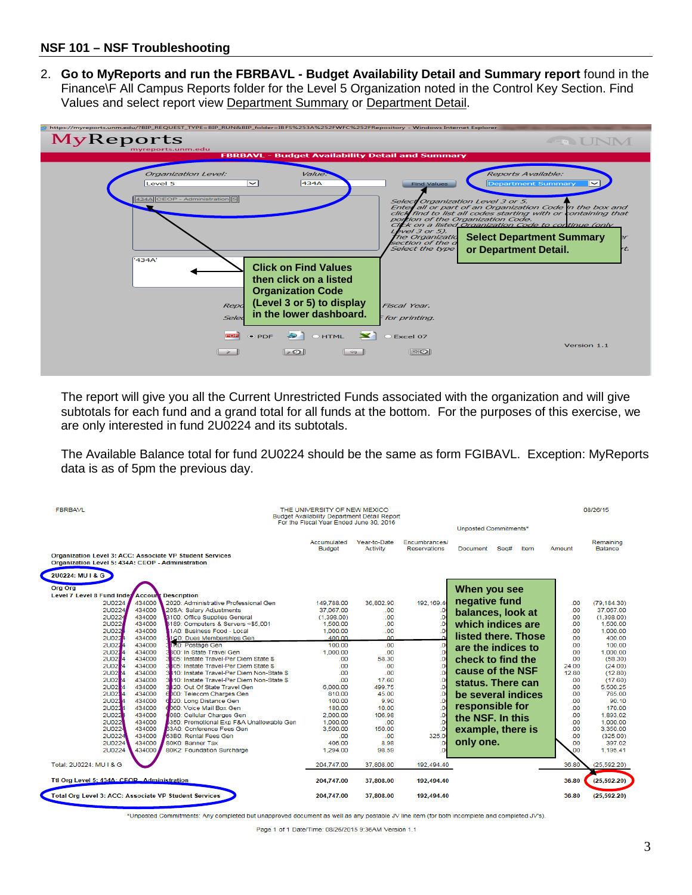## NSF 101 – NSF Troubleshooting

2. **Go to MyReports and run the FBRBAVL - Budget Availability Detail and Summary report** found in the Finance\F All Campus Reports folder for the Level 5 Organization noted in the Control Key Section. Find Values and select report view Department Summary or Department Detail.

MyReports
myreports.unm.edu

**FBRBAVL - Budget Availability Detail and Summary**

Organization Level: Level 5 | Value: 434A | Find Values | Reports Available: Department Summary

434A CEOP - Administration

'434A'

Select Organization Level 3 or 5. Enter all or part of an Organization Code in the box and click find to list all codes starting with or containing that portion of the Organization Code. Click on a listed Organization Code to continue (only Level 3 or 5).

**Click on Find Values then click on a listed Organization Code (Level 3 or 5) to display in the lower dashboard.**

**Select Department Summary or Department Detail.**

Fiscal Year. for printing.

PDF HTML Excel 07

Version 1.1

The report will give you all the Current Unrestricted Funds associated with the organization and will give subtotals for each fund and a grand total for all funds at the bottom. For the purposes of this exercise, we are only interested in fund 2U0224 and its subtotals.

The Available Balance total for fund 2U0224 should be the same as form FGIBAVL. Exception: MyReports data is as of 5pm the previous day.

FBRBAVL

THE UNIVERSITY OF NEW MEXICO
Budget Availability Department Detail Report
For the Fiscal Year Ended June 30, 2016

08/26/15

Organization Level 3: ACC: Associate VP Student Services
Organization Level 5: 434A: CEOP - Administration

**2U0224: MU I & G**

| Org Org Level 7 Level 8 Fund Index | Account | Description | Accumulated Budget | Year-to-Date Activity | Encumbrances/ Reservations | Unposted Commitments* Document | Seq# | Item | Amount | Remaining Balance |
|---|---|---|---|---|---|---|---|---|---|---|
| 2U0224 | 434000 | 2020: Administrative Professional Gen | 149,788.00 | 36,802.90 | 192,169.4 | | | | .00 | (79,184.30) |
| 2U0224 | 434000 | 208A: Salary Adjustments | 37,067.00 | .00 | .0 | | | | .00 | 37,067.00 |
| 2U0224 | 434000 | 3100: Office Supplies General | (1,398.00) | .00 | .0 | | | | .00 | (1,398.00) |
| 2U0224 | 434000 | 3189: Computers & Servers <$5,001 | 1,500.00 | .00 | .0 | | | | .00 | 1,500.00 |
| 2U0224 | 434000 | 31A0: Business Food - Local | 1,000.00 | .00 | .0 | | | | .00 | 1,000.00 |
| 2U0224 | 434000 | 31C0: Dues Memberships Gen | 400.00 | .00 | .0 | | | | .00 | 400.00 |
| 2U0224 | 434000 | 3180: Postage Gen | 100.00 | .00 | .0 | | | | .00 | 100.00 |
| 2U0224 | 434000 | 3300: In State Travel Gen | 1,000.00 | .00 | .0 | | | | .00 | 1,000.00 |
| 2U0224 | 434000 | 3305: Instate Travel-Per Diem State $ | .00 | 58.30 | .0 | | | | .00 | (58.30) |
| 2U0224 | 434000 | 3305: Instate Travel-Per Diem State $ | .00 | .00 | .0 | | | | 24.00 | (24.00) |
| 2U0224 | 434000 | 3310: Instate Travel-Per Diem Non-State $ | .00 | .00 | .0 | | | | 12.80 | (12.80) |
| 2U0224 | 434000 | 3310: Instate Travel-Per Diem Non-State $ | .00 | 17.60 | .0 | | | | .00 | (17.60) |
| 2U0224 | 434000 | 3320: Out Of State Travel Gen | 6,000.00 | 499.75 | .0 | | | | .00 | 5,500.25 |
| 2U0224 | 434000 | 6000: Telecom Charges Gen | 810.00 | 45.00 | .0 | | | | .00 | 765.00 |
| 2U0224 | 434000 | 6020: Long Distance Gen | 100.00 | 9.90 | .0 | | | | .00 | 90.10 |
| 2U0224 | 434000 | 6060: Voice Mail Box Gen | 180.00 | 10.00 | .0 | | | | .00 | 170.00 |
| 2U0224 | 434000 | 6080: Cellular Charges Gen | 2,000.00 | 106.98 | .0 | | | | .00 | 1,893.02 |
| 2U0224 | 434000 | 6350: Promotional Exp F&A Unallowable Gen | 1,000.00 | .00 | .0 | | | | .00 | 1,000.00 |
| 2U0224 | 434000 | 63A0: Conference Fees Gen | 3,500.00 | 150.00 | .0 | | | | .00 | 3,350.00 |
| 2U0224 | 434000 | 63E0: Rental Fees Gen | .00 | .00 | 325.0 | | | | .00 | (325.00) |
| 2U0224 | 434000 | 80K0: Banner Tax | 406.00 | 8.98 | .0 | | | | .00 | 397.02 |
| 2U0224 | 434000 | 80K2: Foundation Surcharge | 1,294.00 | 98.59 | .0 | | | | .00 | 1,195.41 |
| Total: 2U0224: MU I & G | | | 204,747.00 | 37,808.00 | 192,494.40 | | | | 36.80 | (25,592.20) |
| Ttl Org Level 5: 434A: CEOP - Administration | | | 204,747.00 | 37,808.00 | 192,494.40 | | | | 36.80 | (25,592.20) |
| Total Org Level 3: ACC: Associate VP Student Services | | | 204,747.00 | 37,808.00 | 192,494.40 | | | | 36.80 | (25,592.20) |

**When you see negative fund balances, look at which indices are listed there. Those are the indices to check to find the cause of the NSF status. There can be several indices responsible for the NSF. In this example, there is only one.**

*Unposted Commitments: Any completed but unapproved document as well as any postable JV line item (for both incomplete and completed JV's).

Page 1 of 1 Date/Time: 08/26/2015 9:36AM Version 1.1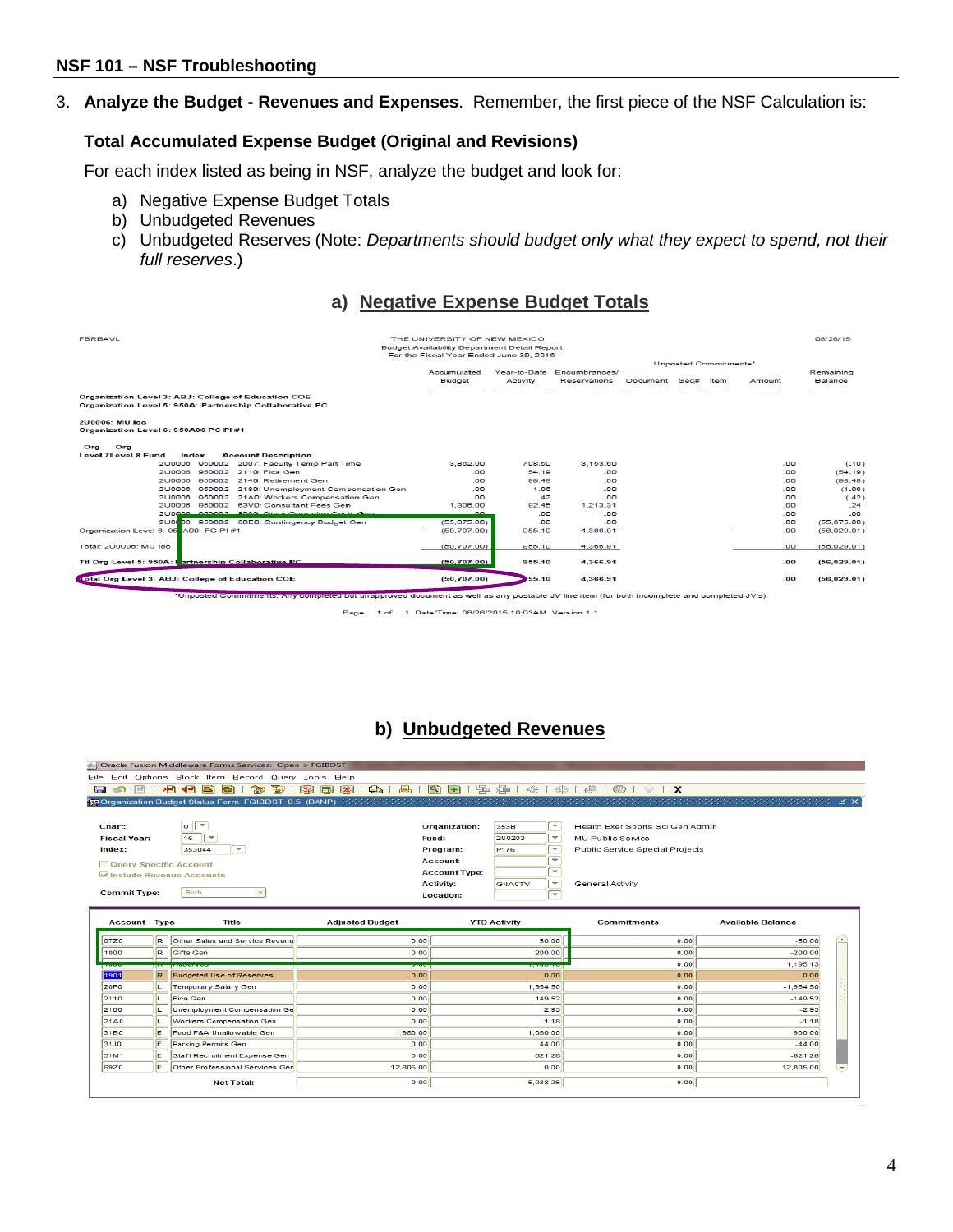3. **Analyze the Budget - Revenues and Expenses**. Remember, the first piece of the NSF Calculation is:

**Total Accumulated Expense Budget (Original and Revisions)**

For each index listed as being in NSF, analyze the budget and look for:

a) Negative Expense Budget Totals
b) Unbudgeted Revenues
c) Unbudgeted Reserves (Note: *Departments should budget only what they expect to spend, not their full reserves*.)

## a) Negative Expense Budget Totals

FBRBAVL — THE UNIVERSITY OF NEW MEXICO — Budget Availability Department Detail Report — For the Fiscal Year Ended June 30, 2016 — 08/26/15

Organization Level 3: ABJ: College of Education COE
Organization Level 5: 950A: Partnership Collaborative PC

2U0006: MU Ido
Organization Level 6: 950A00 PC PI #1

| Org Level 7 | Org Level 8 Fund | Index | Account Description | Accumulated Budget | Year-to-Date Activity | Encumbrances/ Reservations | Unposted Commitments* Document | Seq# | Item | Amount | Remaining Balance |
|---|---|---|---|---|---|---|---|---|---|---|---|
| | 2U0006 | 950002 | 2007: Faculty Temp Part Time | 3,862.00 | 708.60 | 3,153.00 | | | | .00 | (.10) |
| | 2U0006 | 950002 | 2110: Fica Gen | .00 | 54.19 | .00 | | | | .00 | (54.19) |
| | 2U0006 | 950002 | 2140: Retirement Gen | .00 | 88.48 | .00 | | | | .00 | (88.48) |
| | 2U0006 | 950002 | 2180: Unemployment Compensation Gen | .00 | 1.06 | .00 | | | | .00 | (1.06) |
| | 2U0006 | 950002 | 21A0: Workers Compensation Gen | .00 | .42 | .00 | | | | .00 | (.42) |
| | 2U0006 | 950002 | 63V0: Consultant Fees Gen | 1,306.00 | 82.45 | 1,213.31 | | | | .00 | .24 |
| | 2U0006 | 950002 | 8000: Other Operating Costs Gen | .00 | .00 | .00 | | | | .00 | .00 |
| | 2U0006 | 950002 | 80E0: Contingency Budget Gen | (55,875.00) | .00 | .00 | | | | .00 | (55,875.00) |
| Organization Level 6: 950A00: PC PI #1 | | | | (50,707.00) | 955.10 | 4,366.91 | | | | .00 | (56,029.01) |
| Total: 2U0006: MU Ido | | | | (50,707.00) | 955.10 | 4,366.91 | | | | .00 | (56,029.01) |
| Ttl Org Level 5: 950A: Partnership Collaborative PC | | | | (50,707.00) | 955.10 | 4,366.91 | | | | .00 | (56,029.01) |
| Total Org Level 3: ABJ: College of Education COE | | | | (50,707.00) | 955.10 | 4,366.91 | | | | .00 | (56,029.01) |

*Unposted Commitments: Any completed but unapproved document as well as any postable JV line item (for both incomplete and completed JV's).

Page 1 of 1 Date/Time: 08/26/2015 10:03AM Version 1.1

## b) Unbudgeted Revenues

Oracle Fusion Middleware Forms Services: Open > FGIBDST
Organization Budget Status Form FGIBDST 8.5 (BANP)

Chart: U — Fiscal Year: 16 — Index: 353044
Organization: 353B — Health Exer Sports Sci Gen Admin
Fund: 2U0203 — MU Public Service
Program: P176 — Public Service Special Projects
Activity: GNACTV — General Activity
Include Revenue Accounts (checked); Commit Type: Both

| Account | Type | Title | Adjusted Budget | YTD Activity | Commitments | Available Balance |
|---|---|---|---|---|---|---|
| 07Z0 | R | Other Sales and Service Revenu | 0.00 | 50.00 | 0.00 | -50.00 |
| 1000 | R | Gifts Gen | 0.00 | 200.00 | 0.00 | -200.00 |
| | | | | | 0.00 | 1,195.13 |
| 1901 | R | Budgeted Use of Reserves | 0.00 | 0.00 | 0.00 | 0.00 |
| 20P0 | L | Temporary Salary Gen | 0.00 | 1,954.50 | 0.00 | -1,954.50 |
| 2110 | L | Fica Gen | 0.00 | 149.52 | 0.00 | -149.52 |
| 2180 | L | Unemployment Compensation Ge | 0.00 | 2.93 | 0.00 | -2.93 |
| 21A0 | L | Workers Compensation Gen | 0.00 | 1.18 | 0.00 | -1.18 |
| 31B0 | E | Food F&A Unallowable Gen | 1,980.00 | 1,080.00 | 0.00 | 900.00 |
| 31J0 | E | Parking Permits Gen | 0.00 | 44.00 | 0.00 | -44.00 |
| 31M1 | E | Staff Recruitment Expense Gen | 0.00 | 821.28 | 0.00 | -821.28 |
| 69Z0 | E | Other Professional Services Ger | 12,805.00 | 0.00 | 0.00 | 12,805.00 |
| | | Net Total: | 0.00 | -5,038.26 | 0.00 | |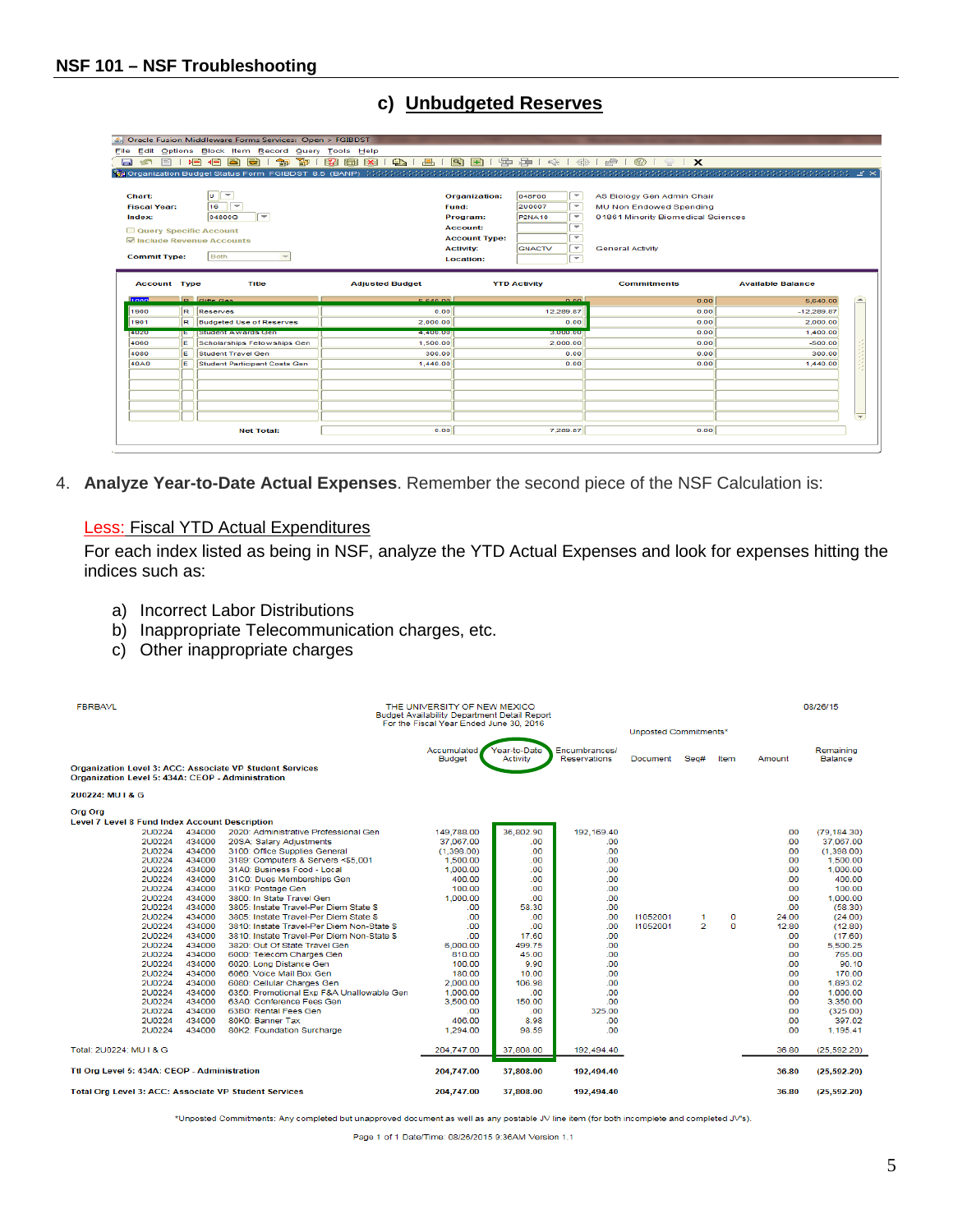## NSF 101 – NSF Troubleshooting

### c) Unbudgeted Reserves

Oracle Fusion Middleware Forms Services: Open > FGIBDST

File Edit Options Block Item Record Query Tools Help

Organization Budget Status Form FGIBDST 8.5 (BANP)

Chart: U
Fiscal Year: 16
Index: 04800G

☐ Query Specific Account
☑ Include Revenue Accounts

Commit Type: Both

Organization: 048F00 — AS Biology Gen Admin Chair
Fund: 2U0007 — MU Non Endowed Spending
Program: P2NA10 — 01861 Minority Biomedical Sciences
Account:
Account Type:
Activity: GNACTV — General Activity
Location:

| Account | Type | Title | Adjusted Budget | YTD Activity | Commitments | Available Balance |
|---|---|---|---|---|---|---|
| 1900 | R | Gifts Gen | 5,640.00 | 0.00 | 0.00 | 5,640.00 |
| 1980 | R | Reserves | 0.00 | 12,289.87 | 0.00 | -12,289.87 |
| 1981 | R | Budgeted Use of Reserves | 2,000.00 | 0.00 | 0.00 | 2,000.00 |
| 4020 | E | Student Awards Gen | 4,400.00 | 3,000.00 | 0.00 | 1,400.00 |
| 4060 | E | Scholarships Fellowships Gen | 1,500.00 | 2,000.00 | 0.00 | -500.00 |
| 4080 | E | Student Travel Gen | 300.00 | 0.00 | 0.00 | 300.00 |
| 40A0 | E | Student Participant Costs Gen | 1,440.00 | 0.00 | 0.00 | 1,440.00 |
| | | Net Total: | 0.00 | 7,289.87 | 0.00 | |

4. **Analyze Year-to-Date Actual Expenses**. Remember the second piece of the NSF Calculation is:

   Less: Fiscal YTD Actual Expenditures

   For each index listed as being in NSF, analyze the YTD Actual Expenses and look for expenses hitting the indices such as:

   a) Incorrect Labor Distributions
   b) Inappropriate Telecommunication charges, etc.
   c) Other inappropriate charges

FBRBAVL

THE UNIVERSITY OF NEW MEXICO
Budget Availability Department Detail Report
For the Fiscal Year Ended June 30, 2016

08/26/15

Organization Level 3: ACC: Associate VP Student Services
Organization Level 5: 434A: CEOP - Administration

2U0224: MU I & G

Org Org
Level 7 Level 8 Fund Index Account Description

| Fund | Index | Account Description | Accumulated Budget | Year-to-Date Activity | Encumbrances/ Reservations | Unposted Commitments* Document | Seq# | Item | Amount | Remaining Balance |
|---|---|---|---|---|---|---|---|---|---|---|
| 2U0224 | 434000 | 2020: Administrative Professional Gen | 149,788.00 | 36,802.90 | 192,169.40 | | | | .00 | (79,184.30) |
| 2U0224 | 434000 | 20SA: Salary Adjustments | 37,067.00 | .00 | .00 | | | | .00 | 37,067.00 |
| 2U0224 | 434000 | 3100: Office Supplies General | (1,398.00) | .00 | .00 | | | | .00 | (1,398.00) |
| 2U0224 | 434000 | 3189: Computers & Servers <$5,001 | 1,500.00 | .00 | .00 | | | | .00 | 1,500.00 |
| 2U0224 | 434000 | 31A0: Business Food - Local | 1,000.00 | .00 | .00 | | | | .00 | 1,000.00 |
| 2U0224 | 434000 | 31C0: Dues Memberships Gen | 400.00 | .00 | .00 | | | | .00 | 400.00 |
| 2U0224 | 434000 | 31K0: Postage Gen | 100.00 | .00 | .00 | | | | .00 | 100.00 |
| 2U0224 | 434000 | 3800: In State Travel Gen | 1,000.00 | .00 | .00 | | | | .00 | 1,000.00 |
| 2U0224 | 434000 | 3805: Instate Travel-Per Diem State $ | .00 | 58.30 | .00 | | | | .00 | (58.30) |
| 2U0224 | 434000 | 3805: Instate Travel-Per Diem State $ | .00 | .00 | .00 | I1052001 | 1 | 0 | 24.00 | (24.00) |
| 2U0224 | 434000 | 3810: Instate Travel-Per Diem Non-State $ | .00 | .00 | .00 | I1052001 | 2 | 0 | 12.80 | (12.80) |
| 2U0224 | 434000 | 3810: Instate Travel-Per Diem Non-State $ | .00 | 17.60 | .00 | | | | .00 | (17.60) |
| 2U0224 | 434000 | 3820: Out Of State Travel Gen | 6,000.00 | 499.75 | .00 | | | | .00 | 5,500.25 |
| 2U0224 | 434000 | 6000: Telecom Charges Gen | 810.00 | 45.00 | .00 | | | | .00 | 765.00 |
| 2U0224 | 434000 | 6020: Long Distance Gen | 100.00 | 9.90 | .00 | | | | .00 | 90.10 |
| 2U0224 | 434000 | 6060: Voice Mail Box Gen | 180.00 | 10.00 | .00 | | | | .00 | 170.00 |
| 2U0224 | 434000 | 6080: Cellular Charges Gen | 2,000.00 | 106.98 | .00 | | | | .00 | 1,893.02 |
| 2U0224 | 434000 | 6350: Promotional Exp F&A Unallowable Gen | 1,000.00 | .00 | .00 | | | | .00 | 1,000.00 |
| 2U0224 | 434000 | 63A0: Conference Fees Gen | 3,500.00 | 150.00 | .00 | | | | .00 | 3,350.00 |
| 2U0224 | 434000 | 6380: Rental Fees Gen | .00 | .00 | 325.00 | | | | .00 | (325.00) |
| 2U0224 | 434000 | 80K0: Banner Tax | 406.00 | 8.98 | .00 | | | | .00 | 397.02 |
| 2U0224 | 434000 | 80K2: Foundation Surcharge | 1,294.00 | 98.59 | .00 | | | | .00 | 1,195.41 |
| Total: 2U0224: MU I & G | | | 204,747.00 | 37,808.00 | 192,494.40 | | | | 36.80 | (25,592.20) |
| **Ttl Org Level 5: 434A: CEOP - Administration** | | | **204,747.00** | **37,808.00** | **192,494.40** | | | | **36.80** | **(25,592.20)** |
| **Total Org Level 3: ACC: Associate VP Student Services** | | | **204,747.00** | **37,808.00** | **192,494.40** | | | | **36.80** | **(25,592.20)** |

*Unposted Commitments: Any completed but unapproved document as well as any postable JV line item (for both incomplete and completed JV's).

Page 1 of 1 Date/Time: 08/26/2015 9:36AM Version 1.1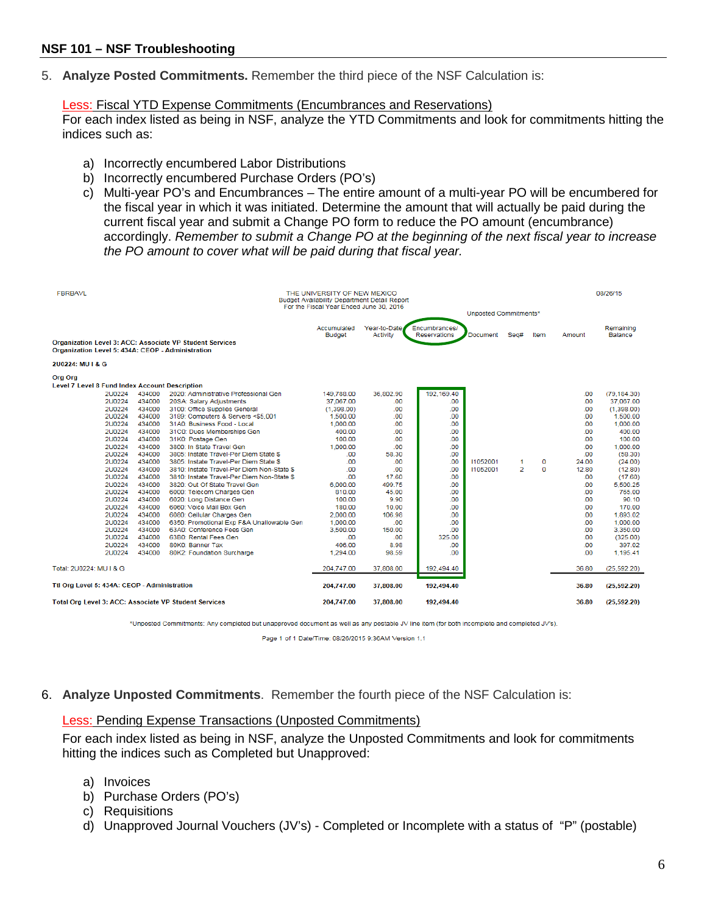## NSF 101 – NSF Troubleshooting

5. **Analyze Posted Commitments.** Remember the third piece of the NSF Calculation is:

   Less: Fiscal YTD Expense Commitments (Encumbrances and Reservations)
   For each index listed as being in NSF, analyze the YTD Commitments and look for commitments hitting the indices such as:

   a) Incorrectly encumbered Labor Distributions
   b) Incorrectly encumbered Purchase Orders (PO's)
   c) Multi-year PO's and Encumbrances – The entire amount of a multi-year PO will be encumbered for the fiscal year in which it was initiated. Determine the amount that will actually be paid during the current fiscal year and submit a Change PO form to reduce the PO amount (encumbrance) accordingly. *Remember to submit a Change PO at the beginning of the next fiscal year to increase the PO amount to cover what will be paid during that fiscal year.*

FBRBAVL — THE UNIVERSITY OF NEW MEXICO — Budget Availability Department Detail Report — For the Fiscal Year Ended June 30, 2016 — 08/26/15

**Organization Level 3: ACC: Associate VP Student Services**
**Organization Level 5: 434A: CEOP - Administration**

**2U0224: MU I & G**

| Org Level 7 | Org Level 8 | Fund Index Account Description | Accumulated Budget | Year-to-Date Activity | Encumbrances/ Reservations | Unposted Commitments* Document | Seq# | Item | Amount | Remaining Balance |
|---|---|---|---|---|---|---|---|---|---|---|
| 2U0224 | 434000 | 2020: Administrative Professional Gen | 149,788.00 | 36,802.90 | 192,169.40 | | | | .00 | (79,184.30) |
| 2U0224 | 434000 | 20SA: Salary Adjustments | 37,067.00 | .00 | .00 | | | | .00 | 37,067.00 |
| 2U0224 | 434000 | 3100: Office Supplies General | (1,398.00) | .00 | .00 | | | | .00 | (1,398.00) |
| 2U0224 | 434000 | 3189: Computers & Servers <$5,001 | 1,500.00 | .00 | .00 | | | | .00 | 1,500.00 |
| 2U0224 | 434000 | 31A0: Business Food - Local | 1,000.00 | .00 | .00 | | | | .00 | 1,000.00 |
| 2U0224 | 434000 | 31C0: Dues Memberships Gen | 400.00 | .00 | .00 | | | | .00 | 400.00 |
| 2U0224 | 434000 | 31K0: Postage Gen | 100.00 | .00 | .00 | | | | .00 | 100.00 |
| 2U0224 | 434000 | 3800: In State Travel Gen | 1,000.00 | .00 | .00 | | | | .00 | 1,000.00 |
| 2U0224 | 434000 | 3805: Instate Travel-Per Diem State $ | .00 | 58.30 | .00 | | | | .00 | (58.30) |
| 2U0224 | 434000 | 3805: Instate Travel-Per Diem State $ | .00 | .00 | .00 | I1052001 | 1 | 0 | 24.00 | (24.00) |
| 2U0224 | 434000 | 3810: Instate Travel-Per Diem Non-State $ | .00 | .00 | .00 | I1052001 | 2 | 0 | 12.80 | (12.80) |
| 2U0224 | 434000 | 3810: Instate Travel-Per Diem Non-State $ | .00 | 17.60 | .00 | | | | .00 | (17.60) |
| 2U0224 | 434000 | 3820: Out Of State Travel Gen | 6,000.00 | 499.75 | .00 | | | | .00 | 5,500.25 |
| 2U0224 | 434000 | 6000: Telecom Charges Gen | 810.00 | 45.00 | .00 | | | | .00 | 765.00 |
| 2U0224 | 434000 | 6020: Long Distance Gen | 100.00 | 9.90 | .00 | | | | .00 | 90.10 |
| 2U0224 | 434000 | 6060: Voice Mail Box Gen | 180.00 | 10.00 | .00 | | | | .00 | 170.00 |
| 2U0224 | 434000 | 6080: Cellular Charges Gen | 2,000.00 | 106.98 | .00 | | | | .00 | 1,893.02 |
| 2U0224 | 434000 | 6350: Promotional Exp F&A Unallowable Gen | 1,000.00 | .00 | .00 | | | | .00 | 1,000.00 |
| 2U0224 | 434000 | 63A0: Conference Fees Gen | 3,500.00 | 150.00 | .00 | | | | .00 | 3,350.00 |
| 2U0224 | 434000 | 63B0: Rental Fees Gen | .00 | .00 | 325.00 | | | | .00 | (325.00) |
| 2U0224 | 434000 | 80K0: Banner Tax | 406.00 | 8.98 | .00 | | | | .00 | 397.02 |
| 2U0224 | 434000 | 80K2: Foundation Surcharge | 1,294.00 | 98.59 | .00 | | | | .00 | 1,195.41 |
| Total: 2U0224: MU I & G | | | 204,747.00 | 37,808.00 | 192,494.40 | | | | 36.80 | (25,592.20) |
| **Ttl Org Level 5: 434A: CEOP - Administration** | | | **204,747.00** | **37,808.00** | **192,494.40** | | | | **36.80** | **(25,592.20)** |
| **Total Org Level 3: ACC: Associate VP Student Services** | | | **204,747.00** | **37,808.00** | **192,494.40** | | | | **36.80** | **(25,592.20)** |

*Unposted Commitments: Any completed but unapproved document as well as any postable JV line item (for both incomplete and completed JV's).

Page 1 of 1 Date/Time: 08/26/2015 9:36AM Version 1.1

6. **Analyze Unposted Commitments**. Remember the fourth piece of the NSF Calculation is:

   Less: Pending Expense Transactions (Unposted Commitments)
   For each index listed as being in NSF, analyze the Unposted Commitments and look for commitments hitting the indices such as Completed but Unapproved:

   a) Invoices
   b) Purchase Orders (PO's)
   c) Requisitions
   d) Unapproved Journal Vouchers (JV's) - Completed or Incomplete with a status of "P" (postable)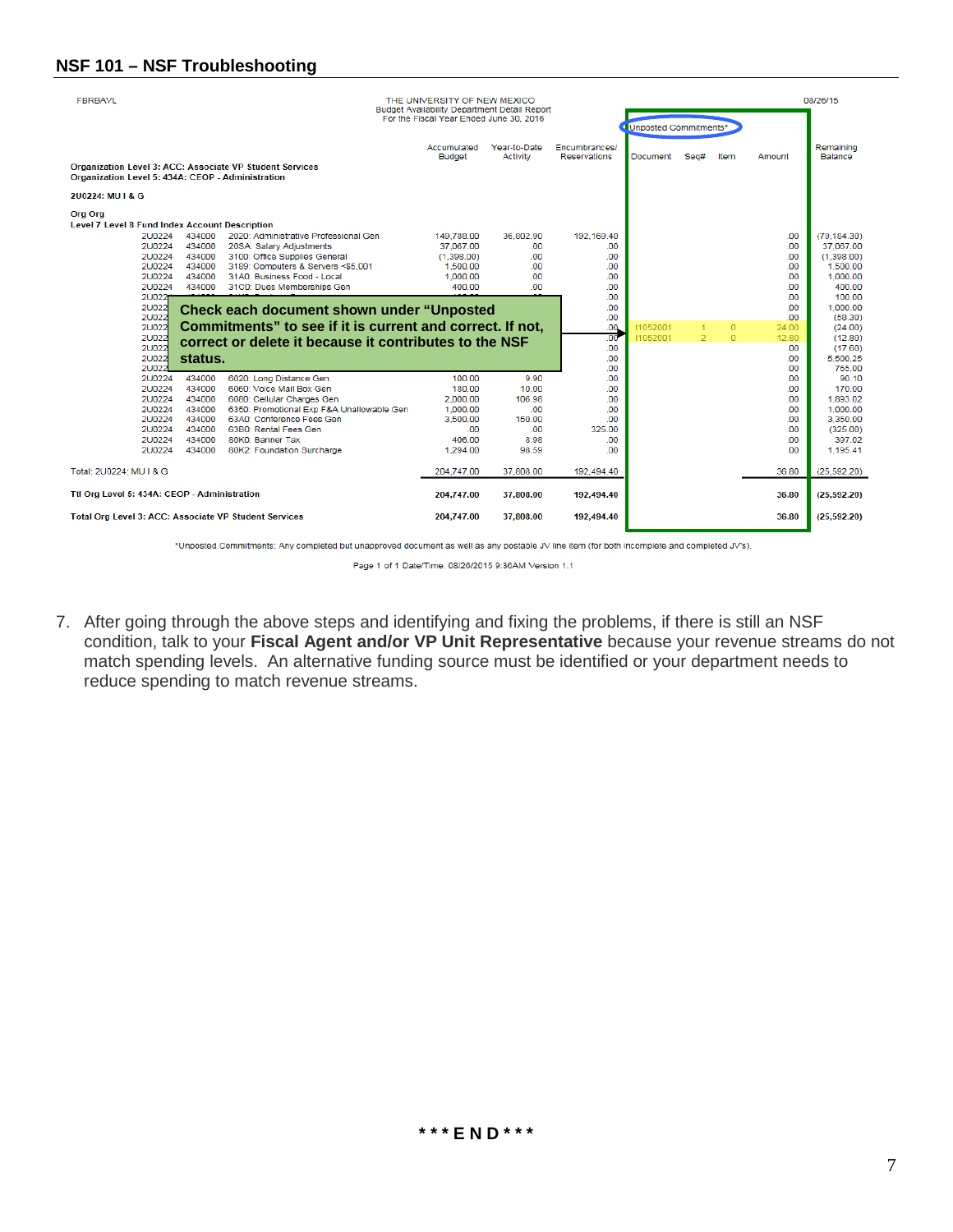## NSF 101 – NSF Troubleshooting

FBRBAVL

THE UNIVERSITY OF NEW MEXICO
Budget Availability Department Detail Report
For the Fiscal Year Ended June 30, 2016

08/26/15

Unposted Commitments*

Organization Level 3: ACC: Associate VP Student Services
Organization Level 5: 434A: CEOP - Administration

2U0224: MU I & G

| Org Level 7 | Org Level 8 | Fund Index Account Description | Accumulated Budget | Year-to-Date Activity | Encumbrances/ Reservations | Document | Seq# | Item | Amount | Remaining Balance |
|---|---|---|---|---|---|---|---|---|---|---|
| 2U0224 | 434000 | 2020: Administrative Professional Gen | 149,788.00 | 36,802.90 | 192,169.40 | | | | .00 | (79,184.30) |
| 2U0224 | 434000 | 20SA: Salary Adjustments | 37,067.00 | .00 | .00 | | | | .00 | 37,067.00 |
| 2U0224 | 434000 | 3100: Office Supplies General | (1,398.00) | .00 | .00 | | | | .00 | (1,398.00) |
| 2U0224 | 434000 | 3189: Computers & Servers <$5,001 | 1,500.00 | .00 | .00 | | | | .00 | 1,500.00 |
| 2U0224 | 434000 | 31A0: Business Food - Local | 1,000.00 | .00 | .00 | | | | .00 | 1,000.00 |
| 2U0224 | 434000 | 31C0: Dues Memberships Gen | 400.00 | .00 | .00 | | | | .00 | 400.00 |
| 2U022 | | | | | .00 | | | | .00 | 100.00 |
| 2U022 | | | | | .00 | | | | .00 | 1,000.00 |
| 2U022 | | | | | .00 | | | | .00 | (58.30) |
| 2U022 | | | | | .00 | I1052001 | 1 | 0 | 24.00 | (24.00) |
| 2U022 | | | | | .00 | I1052001 | 2 | 0 | 12.80 | (12.80) |
| 2U022 | | | | | .00 | | | | .00 | (17.60) |
| 2U022 | | | | | .00 | | | | .00 | 5,500.25 |
| 2U022 | | | | | .00 | | | | .00 | 755.00 |
| 2U0224 | 434000 | 6020: Long Distance Gen | 100.00 | 9.90 | .00 | | | | .00 | 90.10 |
| 2U0224 | 434000 | 6060: Voice Mail Box Gen | 180.00 | 10.00 | .00 | | | | .00 | 170.00 |
| 2U0224 | 434000 | 6080: Cellular Charges Gen | 2,000.00 | 106.98 | .00 | | | | .00 | 1,893.02 |
| 2U0224 | 434000 | 6350: Promotional Exp F&A Unallowable Gen | 1,000.00 | .00 | .00 | | | | .00 | 1,000.00 |
| 2U0224 | 434000 | 63A0: Conference Fees Gen | 3,500.00 | 150.00 | .00 | | | | .00 | 3,350.00 |
| 2U0224 | 434000 | 63B0: Rental Fees Gen | .00 | .00 | 325.00 | | | | .00 | (325.00) |
| 2U0224 | 434000 | 80K0: Banner Tax | 406.00 | 8.98 | .00 | | | | .00 | 397.02 |
| 2U0224 | 434000 | 80K2: Foundation Surcharge | 1,294.00 | 98.59 | .00 | | | | .00 | 1,195.41 |
| Total: 2U0224: MU I & G | | | 204,747.00 | 37,808.00 | 192,494.40 | | | | 36.80 | (25,592.20) |
| **Ttl Org Level 5: 434A: CEOP - Administration** | | | **204,747.00** | **37,808.00** | **192,494.40** | | | | **36.80** | **(25,592.20)** |
| **Total Org Level 3: ACC: Associate VP Student Services** | | | **204,747.00** | **37,808.00** | **192,494.40** | | | | **36.80** | **(25,592.20)** |

**Check each document shown under "Unposted Commitments" to see if it is current and correct. If not, correct or delete it because it contributes to the NSF status.**

*Unposted Commitments: Any completed but unapproved document as well as any postable JV line item (for both incomplete and completed JV's).

Page 1 of 1 Date/Time: 08/26/2015 9:36AM Version 1.1

7. After going through the above steps and identifying and fixing the problems, if there is still an NSF condition, talk to your **Fiscal Agent and/or VP Unit Representative** because your revenue streams do not match spending levels. An alternative funding source must be identified or your department needs to reduce spending to match revenue streams.

*** E N D ***